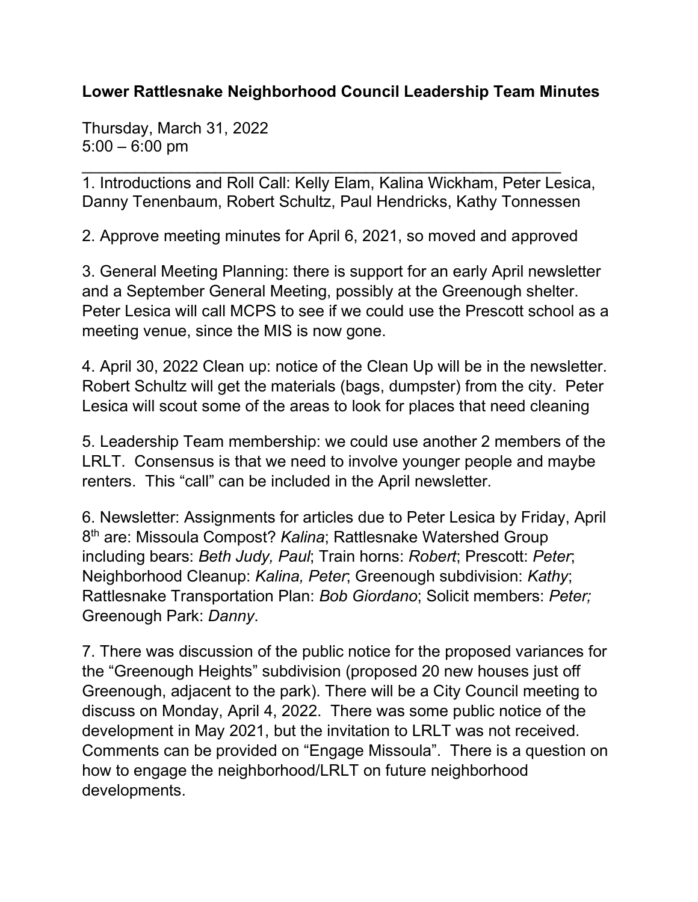**Lower Rattlesnake Neighborhood Council Leadership Team Minutes**

Thursday, March 31, 2022
5:00 – 6:00 pm

---

1. Introductions and Roll Call: Kelly Elam, Kalina Wickham, Peter Lesica, Danny Tenenbaum, Robert Schultz, Paul Hendricks, Kathy Tonnessen

2. Approve meeting minutes for April 6, 2021, so moved and approved

3. General Meeting Planning: there is support for an early April newsletter and a September General Meeting, possibly at the Greenough shelter. Peter Lesica will call MCPS to see if we could use the Prescott school as a meeting venue, since the MIS is now gone.

4. April 30, 2022 Clean up: notice of the Clean Up will be in the newsletter. Robert Schultz will get the materials (bags, dumpster) from the city. Peter Lesica will scout some of the areas to look for places that need cleaning

5. Leadership Team membership: we could use another 2 members of the LRLT. Consensus is that we need to involve younger people and maybe renters. This "call" can be included in the April newsletter.

6. Newsletter: Assignments for articles due to Peter Lesica by Friday, April 8th are: Missoula Compost? *Kalina*; Rattlesnake Watershed Group including bears: *Beth Judy, Paul*; Train horns: *Robert*; Prescott: *Peter*; Neighborhood Cleanup: *Kalina, Peter*; Greenough subdivision: *Kathy*; Rattlesnake Transportation Plan: *Bob Giordano*; Solicit members: *Peter;* Greenough Park: *Danny*.

7. There was discussion of the public notice for the proposed variances for the "Greenough Heights" subdivision (proposed 20 new houses just off Greenough, adjacent to the park). There will be a City Council meeting to discuss on Monday, April 4, 2022. There was some public notice of the development in May 2021, but the invitation to LRLT was not received. Comments can be provided on "Engage Missoula". There is a question on how to engage the neighborhood/LRLT on future neighborhood developments.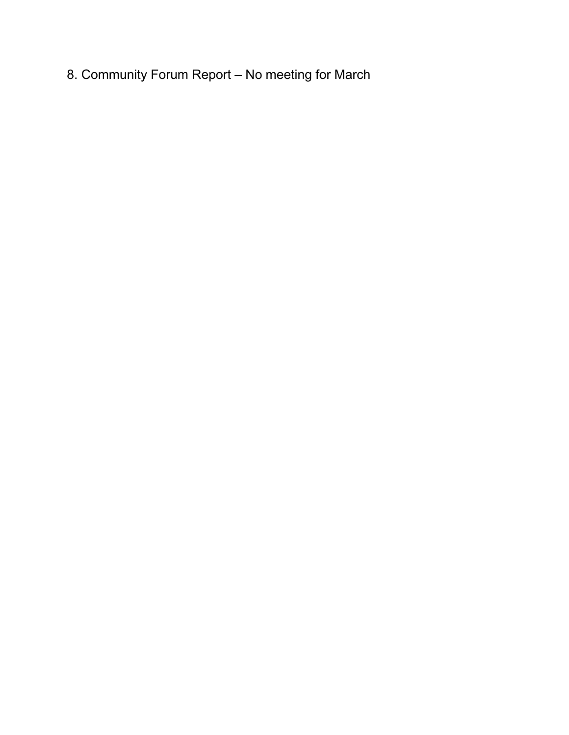8. Community Forum Report – No meeting for March